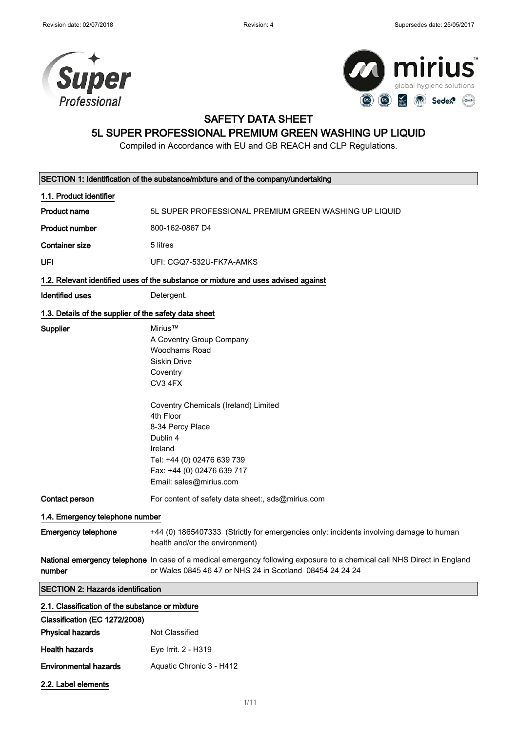# SAFETY DATA SHEET

# 5L SUPER PROFESSIONAL PREMIUM GREEN WASHING UP LIQUID

Compiled in Accordance with EU and GB REACH and CLP Regulations.

## SECTION 1: Identification of the substance/mixture and of the company/undertaking

### 1.1. Product identifier

| | |
|---|---|
| **Product name** | 5L SUPER PROFESSIONAL PREMIUM GREEN WASHING UP LIQUID |
| **Product number** | 800-162-0867 D4 |
| **Container size** | 5 litres |
| **UFI** | UFI: CGQ7-532U-FK7A-AMKS |

### 1.2. Relevant identified uses of the substance or mixture and uses advised against

**Identified uses** Detergent.

### 1.3. Details of the supplier of the safety data sheet

**Supplier**

Mirius™
A Coventry Group Company
Woodhams Road
Siskin Drive
Coventry
CV3 4FX

Coventry Chemicals (Ireland) Limited
4th Floor
8-34 Percy Place
Dublin 4
Ireland
Tel: +44 (0) 02476 639 739
Fax: +44 (0) 02476 639 717
Email: sales@mirius.com

**Contact person** For content of safety data sheet:, sds@mirius.com

### 1.4. Emergency telephone number

**Emergency telephone** +44 (0) 1865407333 (Strictly for emergencies only: incidents involving damage to human health and/or the environment)

**National emergency telephone number** In case of a medical emergency following exposure to a chemical call NHS Direct in England or Wales 0845 46 47 or NHS 24 in Scotland 08454 24 24 24

## SECTION 2: Hazards identification

### 2.1. Classification of the substance or mixture

**Classification (EC 1272/2008)**

| | |
|---|---|
| **Physical hazards** | Not Classified |
| **Health hazards** | Eye Irrit. 2 - H319 |
| **Environmental hazards** | Aquatic Chronic 3 - H412 |

### 2.2. Label elements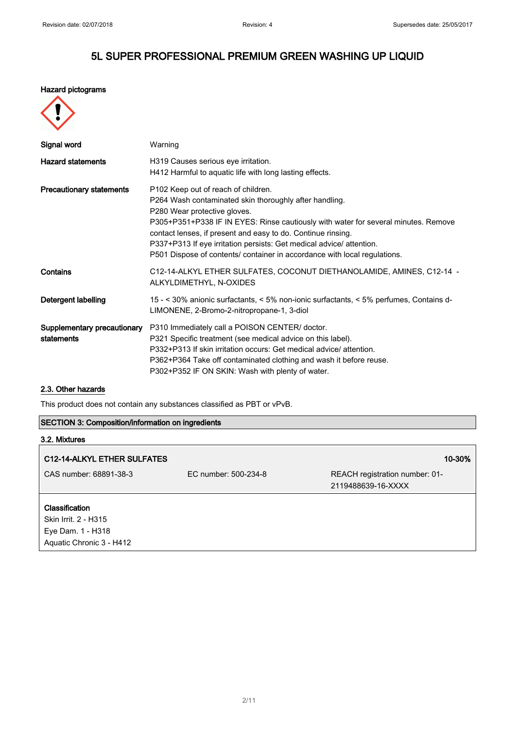# 5L SUPER PROFESSIONAL PREMIUM GREEN WASHING UP LIQUID

**Hazard pictograms**

| | |
|---|---|
| **Signal word** | Warning |
| **Hazard statements** | H319 Causes serious eye irritation.<br>H412 Harmful to aquatic life with long lasting effects. |
| **Precautionary statements** | P102 Keep out of reach of children.<br>P264 Wash contaminated skin thoroughly after handling.<br>P280 Wear protective gloves.<br>P305+P351+P338 IF IN EYES: Rinse cautiously with water for several minutes. Remove contact lenses, if present and easy to do. Continue rinsing.<br>P337+P313 If eye irritation persists: Get medical advice/ attention.<br>P501 Dispose of contents/ container in accordance with local regulations. |
| **Contains** | C12-14-ALKYL ETHER SULFATES, COCONUT DIETHANOLAMIDE, AMINES, C12-14 - ALKYLDIMETHYL, N-OXIDES |
| **Detergent labelling** | 15 - < 30% anionic surfactants, < 5% non-ionic surfactants, < 5% perfumes, Contains d-LIMONENE, 2-Bromo-2-nitropropane-1, 3-diol |
| **Supplementary precautionary statements** | P310 Immediately call a POISON CENTER/ doctor.<br>P321 Specific treatment (see medical advice on this label).<br>P332+P313 If skin irritation occurs: Get medical advice/ attention.<br>P362+P364 Take off contaminated clothing and wash it before reuse.<br>P302+P352 IF ON SKIN: Wash with plenty of water. |

### 2.3. Other hazards

This product does not contain any substances classified as PBT or vPvB.

## SECTION 3: Composition/information on ingredients

### 3.2. Mixtures

| **C12-14-ALKYL ETHER SULFATES** | | **10-30%** |
|---|---|---|
| CAS number: 68891-38-3 | EC number: 500-234-8 | REACH registration number: 01-2119488639-16-XXXX |

**Classification**
Skin Irrit. 2 - H315
Eye Dam. 1 - H318
Aquatic Chronic 3 - H412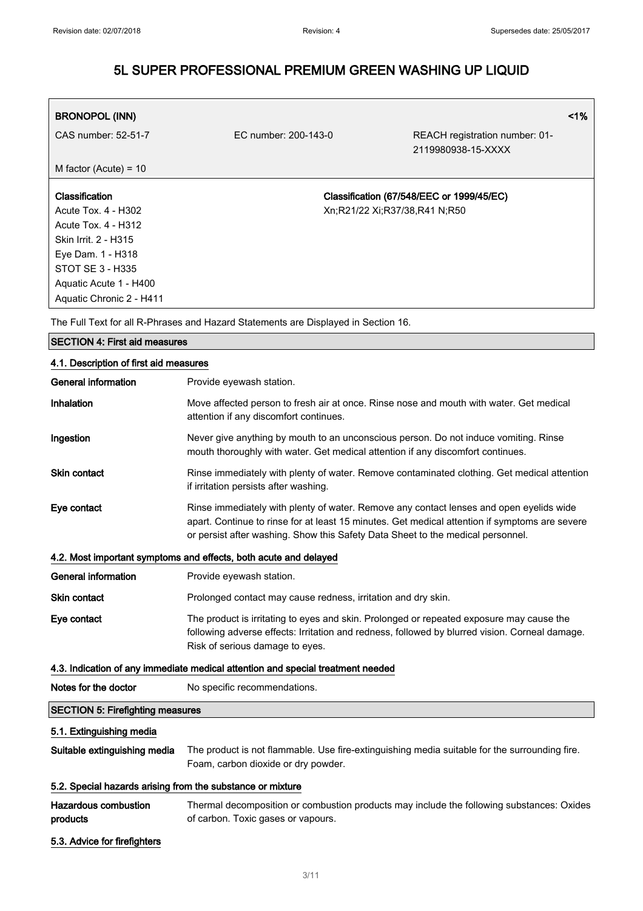| BRONOPOL (INN) | | <1% |
|---|---|---|
| CAS number: 52-51-7 | EC number: 200-143-0 | REACH registration number: 01-2119980938-15-XXXX |
| M factor (Acute) = 10 | | |
| **Classification**<br>Acute Tox. 4 - H302<br>Acute Tox. 4 - H312<br>Skin Irrit. 2 - H315<br>Eye Dam. 1 - H318<br>STOT SE 3 - H335<br>Aquatic Acute 1 - H400<br>Aquatic Chronic 2 - H411 | | **Classification (67/548/EEC or 1999/45/EC)**<br>Xn;R21/22 Xi;R37/38,R41 N;R50 |

The Full Text for all R-Phrases and Hazard Statements are Displayed in Section 16.

## SECTION 4: First aid measures

### 4.1. Description of first aid measures

**General information** Provide eyewash station.

**Inhalation** Move affected person to fresh air at once. Rinse nose and mouth with water. Get medical attention if any discomfort continues.

**Ingestion** Never give anything by mouth to an unconscious person. Do not induce vomiting. Rinse mouth thoroughly with water. Get medical attention if any discomfort continues.

**Skin contact** Rinse immediately with plenty of water. Remove contaminated clothing. Get medical attention if irritation persists after washing.

**Eye contact** Rinse immediately with plenty of water. Remove any contact lenses and open eyelids wide apart. Continue to rinse for at least 15 minutes. Get medical attention if symptoms are severe or persist after washing. Show this Safety Data Sheet to the medical personnel.

### 4.2. Most important symptoms and effects, both acute and delayed

**General information** Provide eyewash station.

**Skin contact** Prolonged contact may cause redness, irritation and dry skin.

**Eye contact** The product is irritating to eyes and skin. Prolonged or repeated exposure may cause the following adverse effects: Irritation and redness, followed by blurred vision. Corneal damage. Risk of serious damage to eyes.

### 4.3. Indication of any immediate medical attention and special treatment needed

**Notes for the doctor** No specific recommendations.

## SECTION 5: Firefighting measures

### 5.1. Extinguishing media

**Suitable extinguishing media** The product is not flammable. Use fire-extinguishing media suitable for the surrounding fire. Foam, carbon dioxide or dry powder.

### 5.2. Special hazards arising from the substance or mixture

**Hazardous combustion products** Thermal decomposition or combustion products may include the following substances: Oxides of carbon. Toxic gases or vapours.

### 5.3. Advice for firefighters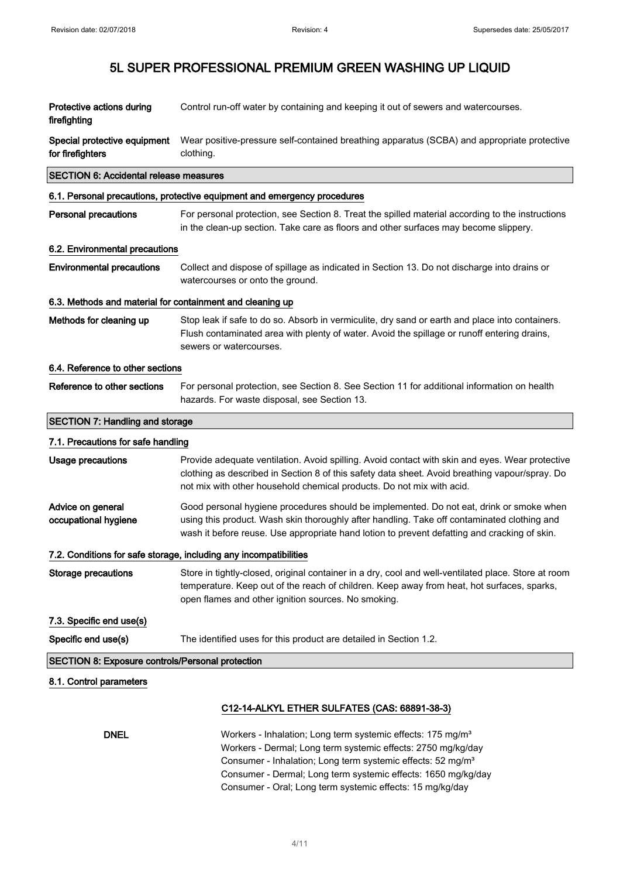| | |
|---|---|
| **Protective actions during firefighting** | Control run-off water by containing and keeping it out of sewers and watercourses. |
| **Special protective equipment for firefighters** | Wear positive-pressure self-contained breathing apparatus (SCBA) and appropriate protective clothing. |

## SECTION 6: Accidental release measures

### 6.1. Personal precautions, protective equipment and emergency procedures

| | |
|---|---|
| **Personal precautions** | For personal protection, see Section 8. Treat the spilled material according to the instructions in the clean-up section. Take care as floors and other surfaces may become slippery. |

### 6.2. Environmental precautions

| | |
|---|---|
| **Environmental precautions** | Collect and dispose of spillage as indicated in Section 13. Do not discharge into drains or watercourses or onto the ground. |

### 6.3. Methods and material for containment and cleaning up

| | |
|---|---|
| **Methods for cleaning up** | Stop leak if safe to do so. Absorb in vermiculite, dry sand or earth and place into containers. Flush contaminated area with plenty of water. Avoid the spillage or runoff entering drains, sewers or watercourses. |

### 6.4. Reference to other sections

| | |
|---|---|
| **Reference to other sections** | For personal protection, see Section 8. See Section 11 for additional information on health hazards. For waste disposal, see Section 13. |

## SECTION 7: Handling and storage

### 7.1. Precautions for safe handling

| | |
|---|---|
| **Usage precautions** | Provide adequate ventilation. Avoid spilling. Avoid contact with skin and eyes. Wear protective clothing as described in Section 8 of this safety data sheet. Avoid breathing vapour/spray. Do not mix with other household chemical products. Do not mix with acid. |
| **Advice on general occupational hygiene** | Good personal hygiene procedures should be implemented. Do not eat, drink or smoke when using this product. Wash skin thoroughly after handling. Take off contaminated clothing and wash it before reuse. Use appropriate hand lotion to prevent defatting and cracking of skin. |

### 7.2. Conditions for safe storage, including any incompatibilities

| | |
|---|---|
| **Storage precautions** | Store in tightly-closed, original container in a dry, cool and well-ventilated place. Store at room temperature. Keep out of the reach of children. Keep away from heat, hot surfaces, sparks, open flames and other ignition sources. No smoking. |

### 7.3. Specific end use(s)

| | |
|---|---|
| **Specific end use(s)** | The identified uses for this product are detailed in Section 1.2. |

## SECTION 8: Exposure controls/Personal protection

### 8.1. Control parameters

**C12-14-ALKYL ETHER SULFATES (CAS: 68891-38-3)**

**DNEL**

Workers - Inhalation; Long term systemic effects: 175 mg/m³
Workers - Dermal; Long term systemic effects: 2750 mg/kg/day
Consumer - Inhalation; Long term systemic effects: 52 mg/m³
Consumer - Dermal; Long term systemic effects: 1650 mg/kg/day
Consumer - Oral; Long term systemic effects: 15 mg/kg/day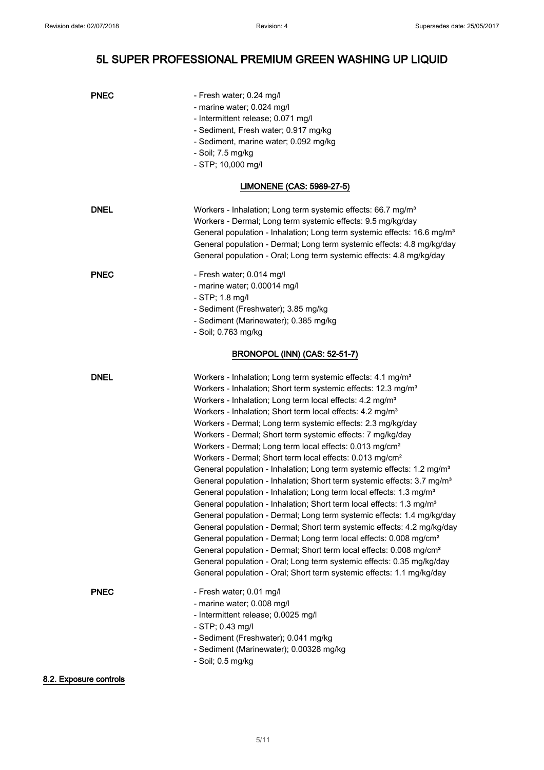# 5L SUPER PROFESSIONAL PREMIUM GREEN WASHING UP LIQUID

**PNEC**

- Fresh water; 0.24 mg/l
- marine water; 0.024 mg/l
- Intermittent release; 0.071 mg/l
- Sediment, Fresh water; 0.917 mg/kg
- Sediment, marine water; 0.092 mg/kg
- Soil; 7.5 mg/kg
- STP; 10,000 mg/l

### LIMONENE (CAS: 5989-27-5)

**DNEL**

Workers - Inhalation; Long term systemic effects: 66.7 mg/m³
Workers - Dermal; Long term systemic effects: 9.5 mg/kg/day
General population - Inhalation; Long term systemic effects: 16.6 mg/m³
General population - Dermal; Long term systemic effects: 4.8 mg/kg/day
General population - Oral; Long term systemic effects: 4.8 mg/kg/day

**PNEC**

- Fresh water; 0.014 mg/l
- marine water; 0.00014 mg/l
- STP; 1.8 mg/l
- Sediment (Freshwater); 3.85 mg/kg
- Sediment (Marinewater); 0.385 mg/kg
- Soil; 0.763 mg/kg

### BRONOPOL (INN) (CAS: 52-51-7)

**DNEL**

Workers - Inhalation; Long term systemic effects: 4.1 mg/m³
Workers - Inhalation; Short term systemic effects: 12.3 mg/m³
Workers - Inhalation; Long term local effects: 4.2 mg/m³
Workers - Inhalation; Short term local effects: 4.2 mg/m³
Workers - Dermal; Long term systemic effects: 2.3 mg/kg/day
Workers - Dermal; Short term systemic effects: 7 mg/kg/day
Workers - Dermal; Long term local effects: 0.013 mg/cm²
Workers - Dermal; Short term local effects: 0.013 mg/cm²
General population - Inhalation; Long term systemic effects: 1.2 mg/m³
General population - Inhalation; Short term systemic effects: 3.7 mg/m³
General population - Inhalation; Long term local effects: 1.3 mg/m³
General population - Inhalation; Short term local effects: 1.3 mg/m³
General population - Dermal; Long term systemic effects: 1.4 mg/kg/day
General population - Dermal; Short term systemic effects: 4.2 mg/kg/day
General population - Dermal; Long term local effects: 0.008 mg/cm²
General population - Dermal; Short term local effects: 0.008 mg/cm²
General population - Oral; Long term systemic effects: 0.35 mg/kg/day
General population - Oral; Short term systemic effects: 1.1 mg/kg/day

**PNEC**

- Fresh water; 0.01 mg/l
- marine water; 0.008 mg/l
- Intermittent release; 0.0025 mg/l
- STP; 0.43 mg/l
- Sediment (Freshwater); 0.041 mg/kg
- Sediment (Marinewater); 0.00328 mg/kg
- Soil; 0.5 mg/kg

## 8.2. Exposure controls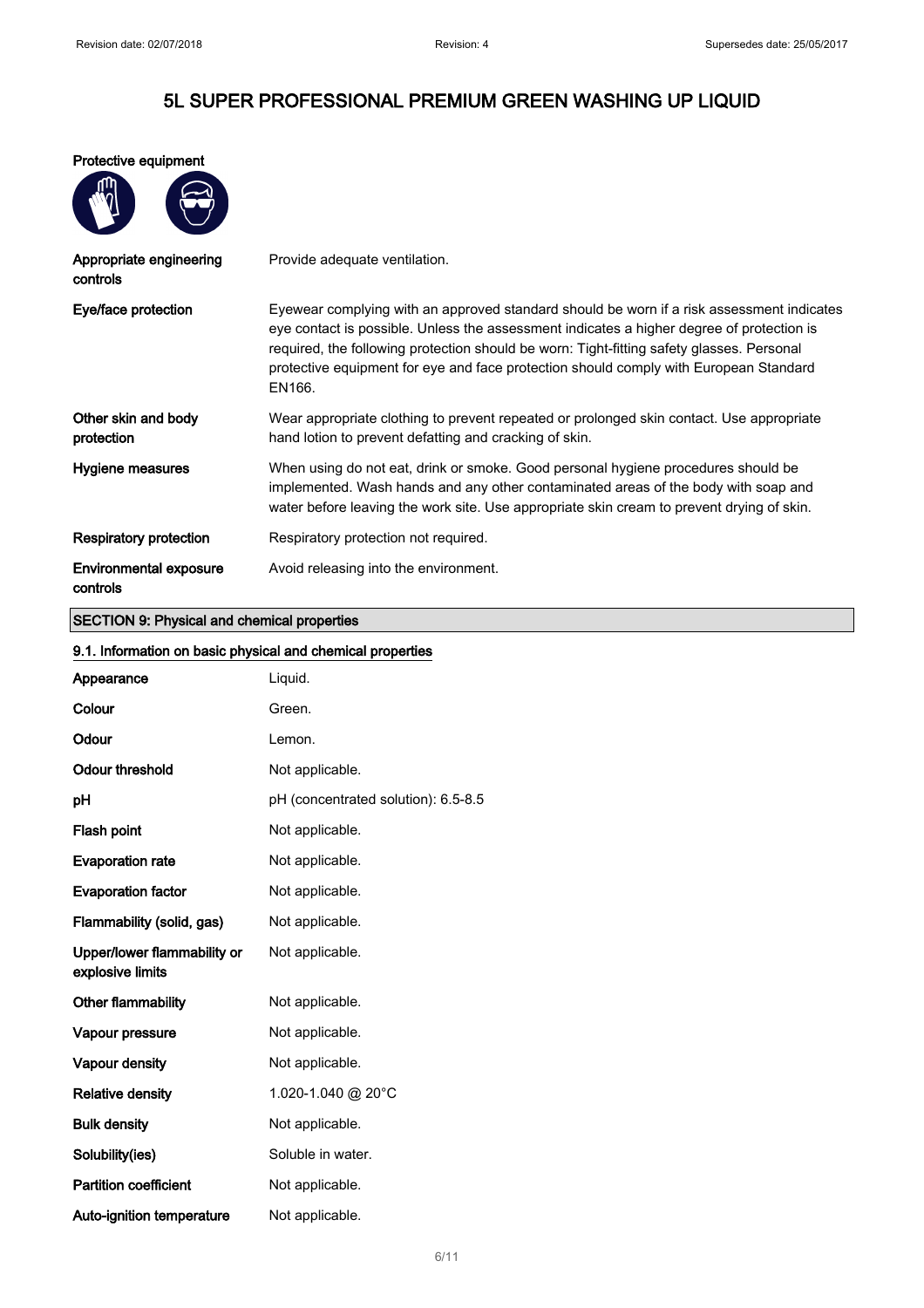# 5L SUPER PROFESSIONAL PREMIUM GREEN WASHING UP LIQUID

**Protective equipment**

| | |
|---|---|
| **Appropriate engineering controls** | Provide adequate ventilation. |
| **Eye/face protection** | Eyewear complying with an approved standard should be worn if a risk assessment indicates eye contact is possible. Unless the assessment indicates a higher degree of protection is required, the following protection should be worn: Tight-fitting safety glasses. Personal protective equipment for eye and face protection should comply with European Standard EN166. |
| **Other skin and body protection** | Wear appropriate clothing to prevent repeated or prolonged skin contact. Use appropriate hand lotion to prevent defatting and cracking of skin. |
| **Hygiene measures** | When using do not eat, drink or smoke. Good personal hygiene procedures should be implemented. Wash hands and any other contaminated areas of the body with soap and water before leaving the work site. Use appropriate skin cream to prevent drying of skin. |
| **Respiratory protection** | Respiratory protection not required. |
| **Environmental exposure controls** | Avoid releasing into the environment. |

## SECTION 9: Physical and chemical properties

### 9.1. Information on basic physical and chemical properties

| | |
|---|---|
| **Appearance** | Liquid. |
| **Colour** | Green. |
| **Odour** | Lemon. |
| **Odour threshold** | Not applicable. |
| **pH** | pH (concentrated solution): 6.5-8.5 |
| **Flash point** | Not applicable. |
| **Evaporation rate** | Not applicable. |
| **Evaporation factor** | Not applicable. |
| **Flammability (solid, gas)** | Not applicable. |
| **Upper/lower flammability or explosive limits** | Not applicable. |
| **Other flammability** | Not applicable. |
| **Vapour pressure** | Not applicable. |
| **Vapour density** | Not applicable. |
| **Relative density** | 1.020-1.040 @ 20°C |
| **Bulk density** | Not applicable. |
| **Solubility(ies)** | Soluble in water. |
| **Partition coefficient** | Not applicable. |
| **Auto-ignition temperature** | Not applicable. |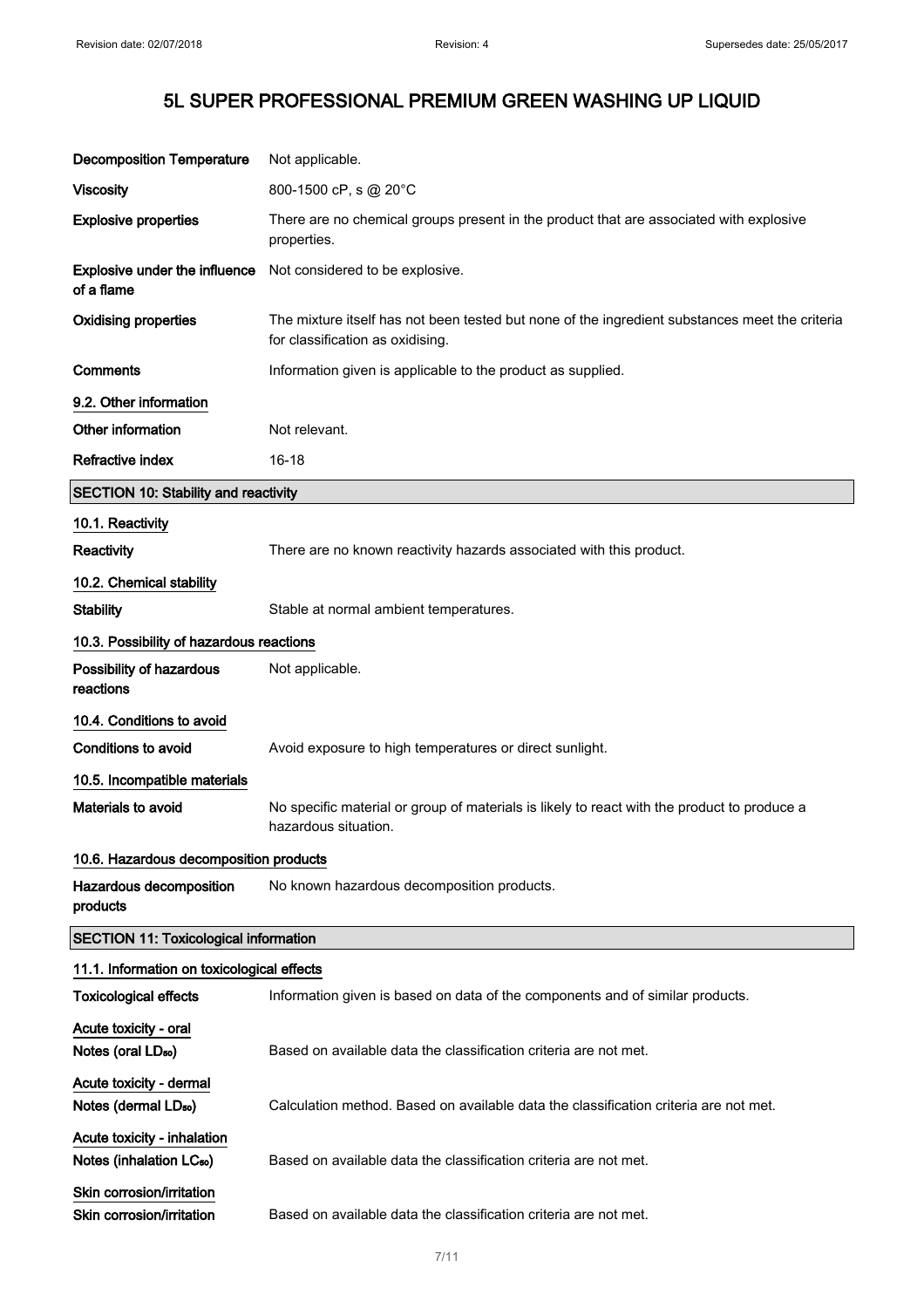| | |
|---|---|
| **Decomposition Temperature** | Not applicable. |
| **Viscosity** | 800-1500 cP, s @ 20°C |
| **Explosive properties** | There are no chemical groups present in the product that are associated with explosive properties. |
| **Explosive under the influence of a flame** | Not considered to be explosive. |
| **Oxidising properties** | The mixture itself has not been tested but none of the ingredient substances meet the criteria for classification as oxidising. |
| **Comments** | Information given is applicable to the product as supplied. |

### 9.2. Other information

| | |
|---|---|
| **Other information** | Not relevant. |
| **Refractive index** | 16-18 |

## SECTION 10: Stability and reactivity

### 10.1. Reactivity

**Reactivity** There are no known reactivity hazards associated with this product.

### 10.2. Chemical stability

**Stability** Stable at normal ambient temperatures.

### 10.3. Possibility of hazardous reactions

**Possibility of hazardous reactions** Not applicable.

### 10.4. Conditions to avoid

**Conditions to avoid** Avoid exposure to high temperatures or direct sunlight.

### 10.5. Incompatible materials

**Materials to avoid** No specific material or group of materials is likely to react with the product to produce a hazardous situation.

### 10.6. Hazardous decomposition products

**Hazardous decomposition products** No known hazardous decomposition products.

## SECTION 11: Toxicological information

### 11.1. Information on toxicological effects

**Toxicological effects** Information given is based on data of the components and of similar products.

**Acute toxicity - oral**

**Notes (oral $LD_{50}$)** Based on available data the classification criteria are not met.

**Acute toxicity - dermal**

**Notes (dermal $LD_{50}$)** Calculation method. Based on available data the classification criteria are not met.

**Acute toxicity - inhalation**

**Notes (inhalation $LC_{50}$)** Based on available data the classification criteria are not met.

**Skin corrosion/irritation**

**Skin corrosion/irritation** Based on available data the classification criteria are not met.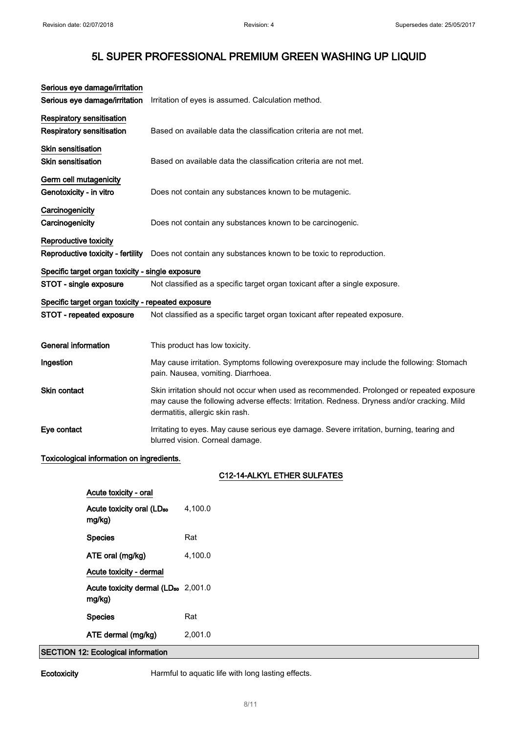# 5L SUPER PROFESSIONAL PREMIUM GREEN WASHING UP LIQUID

**Serious eye damage/irritation**

**Serious eye damage/irritation** Irritation of eyes is assumed. Calculation method.

**Respiratory sensitisation**

**Respiratory sensitisation** Based on available data the classification criteria are not met.

**Skin sensitisation**

**Skin sensitisation** Based on available data the classification criteria are not met.

**Germ cell mutagenicity**

**Genotoxicity - in vitro** Does not contain any substances known to be mutagenic.

**Carcinogenicity**

**Carcinogenicity** Does not contain any substances known to be carcinogenic.

**Reproductive toxicity**

**Reproductive toxicity - fertility** Does not contain any substances known to be toxic to reproduction.

**Specific target organ toxicity - single exposure**

**STOT - single exposure** Not classified as a specific target organ toxicant after a single exposure.

**Specific target organ toxicity - repeated exposure**

**STOT - repeated exposure** Not classified as a specific target organ toxicant after repeated exposure.

**General information** This product has low toxicity.

**Ingestion** May cause irritation. Symptoms following overexposure may include the following: Stomach pain. Nausea, vomiting. Diarrhoea.

**Skin contact** Skin irritation should not occur when used as recommended. Prolonged or repeated exposure may cause the following adverse effects: Irritation. Redness. Dryness and/or cracking. Mild dermatitis, allergic skin rash.

**Eye contact** Irritating to eyes. May cause serious eye damage. Severe irritation, burning, tearing and blurred vision. Corneal damage.

**Toxicological information on ingredients.**

**C12-14-ALKYL ETHER SULFATES**

**Acute toxicity - oral**

| | |
|---|---|
| Acute toxicity oral ($LD_{50}$ mg/kg) | 4,100.0 |
| Species | Rat |
| ATE oral (mg/kg) | 4,100.0 |

**Acute toxicity - dermal**

| | |
|---|---|
| Acute toxicity dermal ($LD_{50}$ mg/kg) | 2,001.0 |
| Species | Rat |
| ATE dermal (mg/kg) | 2,001.0 |

## SECTION 12: Ecological information

**Ecotoxicity** Harmful to aquatic life with long lasting effects.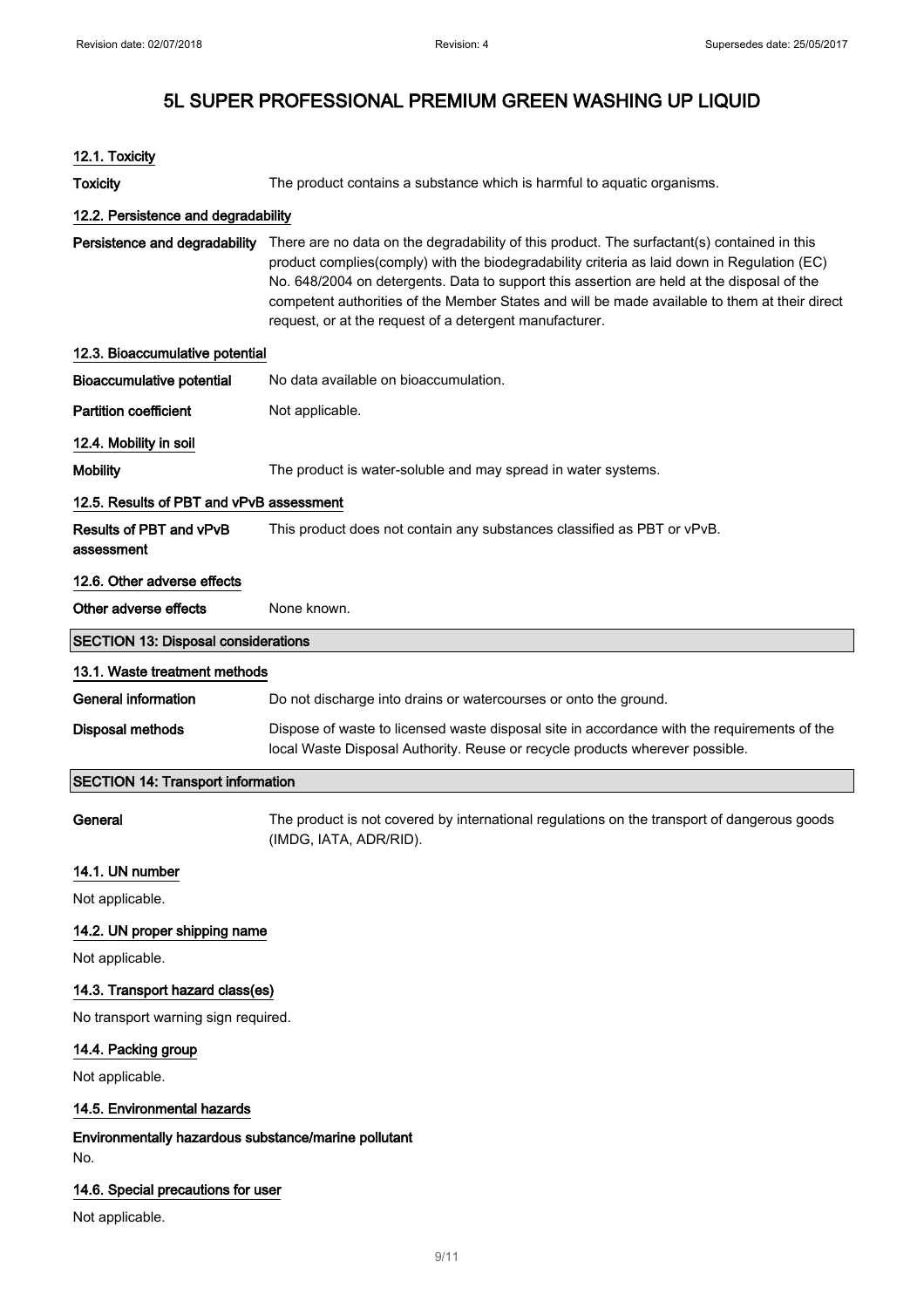# 5L SUPER PROFESSIONAL PREMIUM GREEN WASHING UP LIQUID

### 12.1. Toxicity

**Toxicity** The product contains a substance which is harmful to aquatic organisms.

### 12.2. Persistence and degradability

**Persistence and degradability** There are no data on the degradability of this product. The surfactant(s) contained in this product complies(comply) with the biodegradability criteria as laid down in Regulation (EC) No. 648/2004 on detergents. Data to support this assertion are held at the disposal of the competent authorities of the Member States and will be made available to them at their direct request, or at the request of a detergent manufacturer.

### 12.3. Bioaccumulative potential

**Bioaccumulative potential** No data available on bioaccumulation.

**Partition coefficient** Not applicable.

### 12.4. Mobility in soil

**Mobility** The product is water-soluble and may spread in water systems.

### 12.5. Results of PBT and vPvB assessment

**Results of PBT and vPvB assessment** This product does not contain any substances classified as PBT or vPvB.

### 12.6. Other adverse effects

**Other adverse effects** None known.

## SECTION 13: Disposal considerations

### 13.1. Waste treatment methods

**General information** Do not discharge into drains or watercourses or onto the ground.

**Disposal methods** Dispose of waste to licensed waste disposal site in accordance with the requirements of the local Waste Disposal Authority. Reuse or recycle products wherever possible.

## SECTION 14: Transport information

**General** The product is not covered by international regulations on the transport of dangerous goods (IMDG, IATA, ADR/RID).

### 14.1. UN number

Not applicable.

### 14.2. UN proper shipping name

Not applicable.

### 14.3. Transport hazard class(es)

No transport warning sign required.

### 14.4. Packing group

Not applicable.

### 14.5. Environmental hazards

**Environmentally hazardous substance/marine pollutant**

No.

### 14.6. Special precautions for user

Not applicable.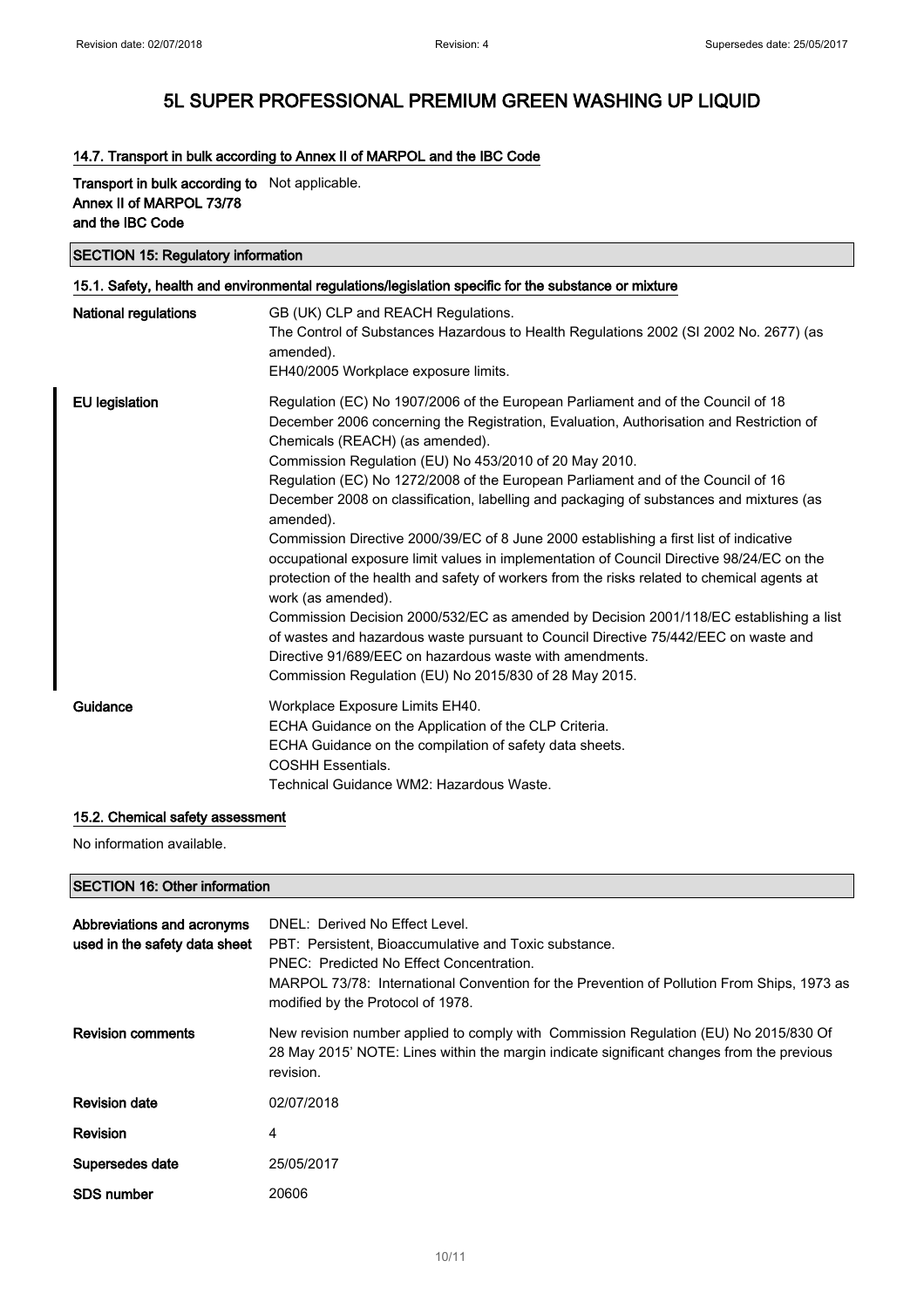# 5L SUPER PROFESSIONAL PREMIUM GREEN WASHING UP LIQUID

### 14.7. Transport in bulk according to Annex II of MARPOL and the IBC Code

| | |
|---|---|
| **Transport in bulk according to Annex II of MARPOL 73/78 and the IBC Code** | Not applicable. |

## SECTION 15: Regulatory information

### 15.1. Safety, health and environmental regulations/legislation specific for the substance or mixture

| | |
|---|---|
| **National regulations** | GB (UK) CLP and REACH Regulations.<br>The Control of Substances Hazardous to Health Regulations 2002 (SI 2002 No. 2677) (as amended).<br>EH40/2005 Workplace exposure limits. |
| **EU legislation** | Regulation (EC) No 1907/2006 of the European Parliament and of the Council of 18 December 2006 concerning the Registration, Evaluation, Authorisation and Restriction of Chemicals (REACH) (as amended).<br>Commission Regulation (EU) No 453/2010 of 20 May 2010.<br>Regulation (EC) No 1272/2008 of the European Parliament and of the Council of 16 December 2008 on classification, labelling and packaging of substances and mixtures (as amended).<br>Commission Directive 2000/39/EC of 8 June 2000 establishing a first list of indicative occupational exposure limit values in implementation of Council Directive 98/24/EC on the protection of the health and safety of workers from the risks related to chemical agents at work (as amended).<br>Commission Decision 2000/532/EC as amended by Decision 2001/118/EC establishing a list of wastes and hazardous waste pursuant to Council Directive 75/442/EEC on waste and Directive 91/689/EEC on hazardous waste with amendments.<br>Commission Regulation (EU) No 2015/830 of 28 May 2015. |
| **Guidance** | Workplace Exposure Limits EH40.<br>ECHA Guidance on the Application of the CLP Criteria.<br>ECHA Guidance on the compilation of safety data sheets.<br>COSHH Essentials.<br>Technical Guidance WM2: Hazardous Waste. |

### 15.2. Chemical safety assessment

No information available.

## SECTION 16: Other information

| | |
|---|---|
| **Abbreviations and acronyms used in the safety data sheet** | DNEL: Derived No Effect Level.<br>PBT: Persistent, Bioaccumulative and Toxic substance.<br>PNEC: Predicted No Effect Concentration.<br>MARPOL 73/78: International Convention for the Prevention of Pollution From Ships, 1973 as modified by the Protocol of 1978. |
| **Revision comments** | New revision number applied to comply with Commission Regulation (EU) No 2015/830 Of 28 May 2015' NOTE: Lines within the margin indicate significant changes from the previous revision. |
| **Revision date** | 02/07/2018 |
| **Revision** | 4 |
| **Supersedes date** | 25/05/2017 |
| **SDS number** | 20606 |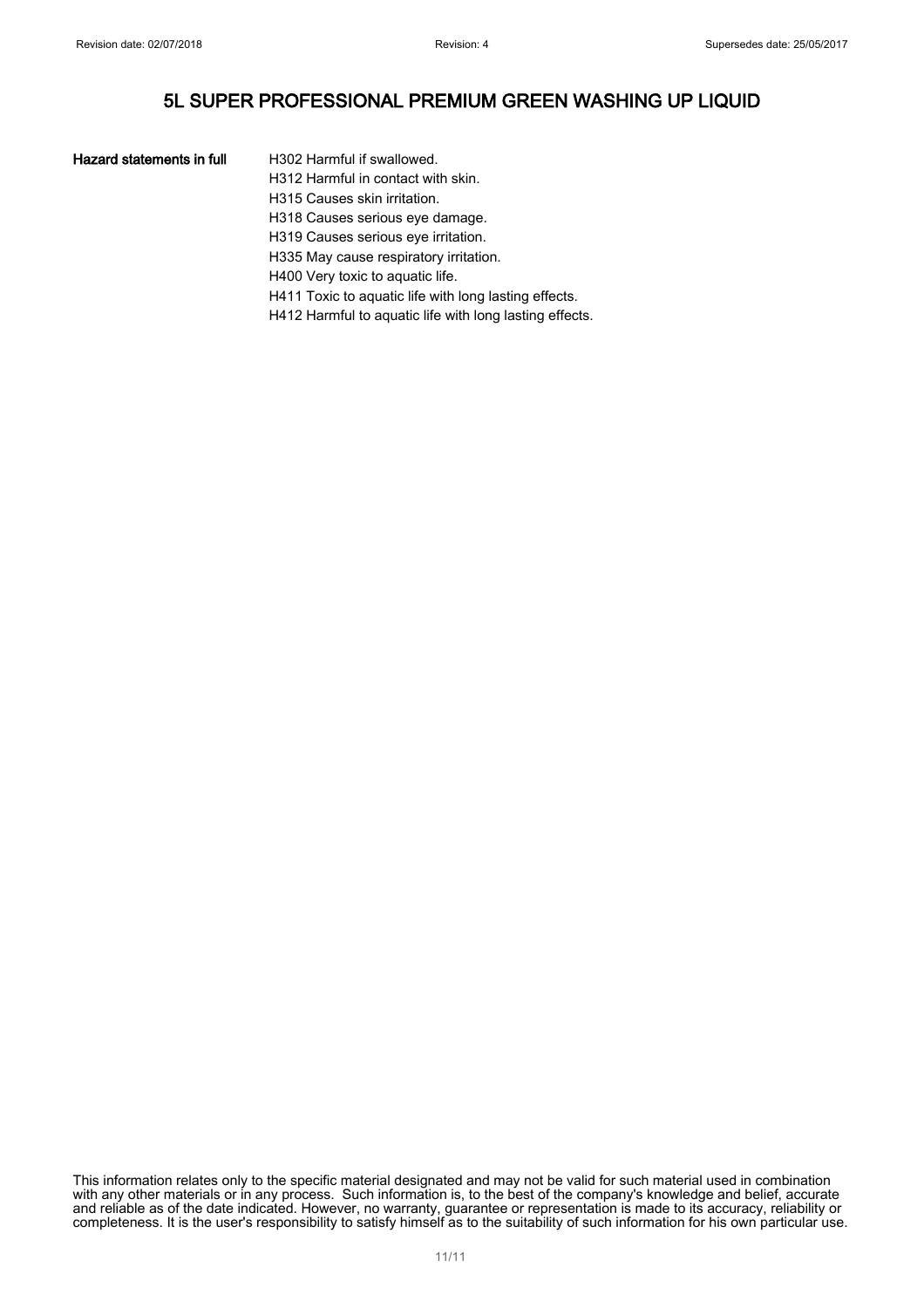**Hazard statements in full**

H302 Harmful if swallowed.
H312 Harmful in contact with skin.
H315 Causes skin irritation.
H318 Causes serious eye damage.
H319 Causes serious eye irritation.
H335 May cause respiratory irritation.
H400 Very toxic to aquatic life.
H411 Toxic to aquatic life with long lasting effects.
H412 Harmful to aquatic life with long lasting effects.

This information relates only to the specific material designated and may not be valid for such material used in combination with any other materials or in any process. Such information is, to the best of the company's knowledge and belief, accurate and reliable as of the date indicated. However, no warranty, guarantee or representation is made to its accuracy, reliability or completeness. It is the user's responsibility to satisfy himself as to the suitability of such information for his own particular use.